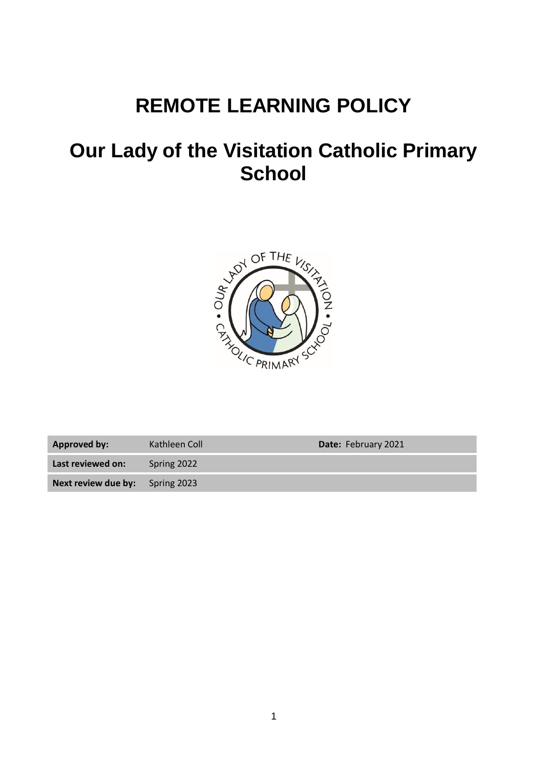# REMOTE LEARNING POLICY

# Our Lady of the Visitation Catholic Primary School

| **Approved by:** | Kathleen Coll | **Date:** February 2021 |
|---|---|---|
| **Last reviewed on:** | Spring 2022 | |
| **Next review due by:** | Spring 2023 | |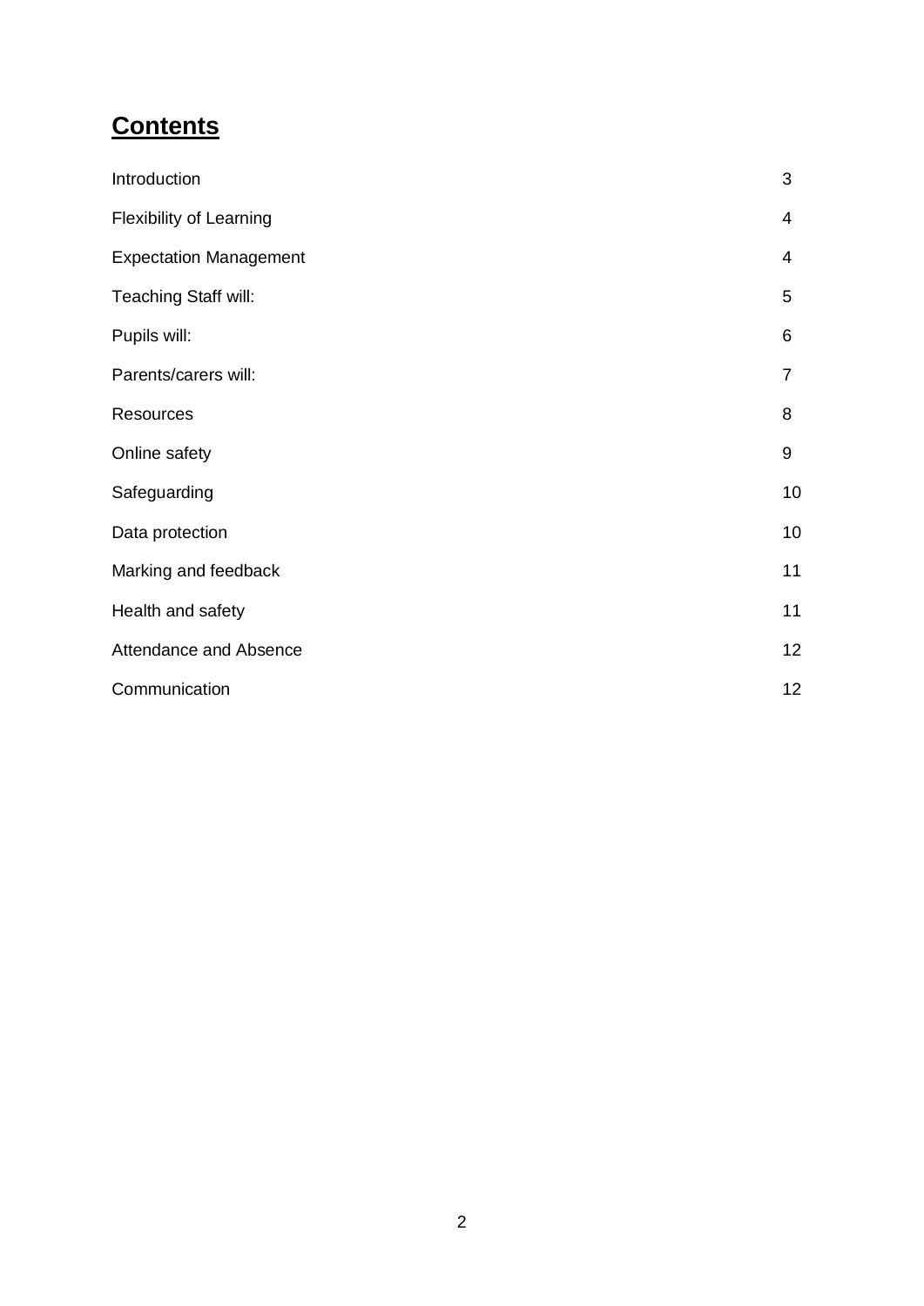# **Contents**

| | |
|---|---|
| Introduction | 3 |
| Flexibility of Learning | 4 |
| Expectation Management | 4 |
| Teaching Staff will: | 5 |
| Pupils will: | 6 |
| Parents/carers will: | 7 |
| Resources | 8 |
| Online safety | 9 |
| Safeguarding | 10 |
| Data protection | 10 |
| Marking and feedback | 11 |
| Health and safety | 11 |
| Attendance and Absence | 12 |
| Communication | 12 |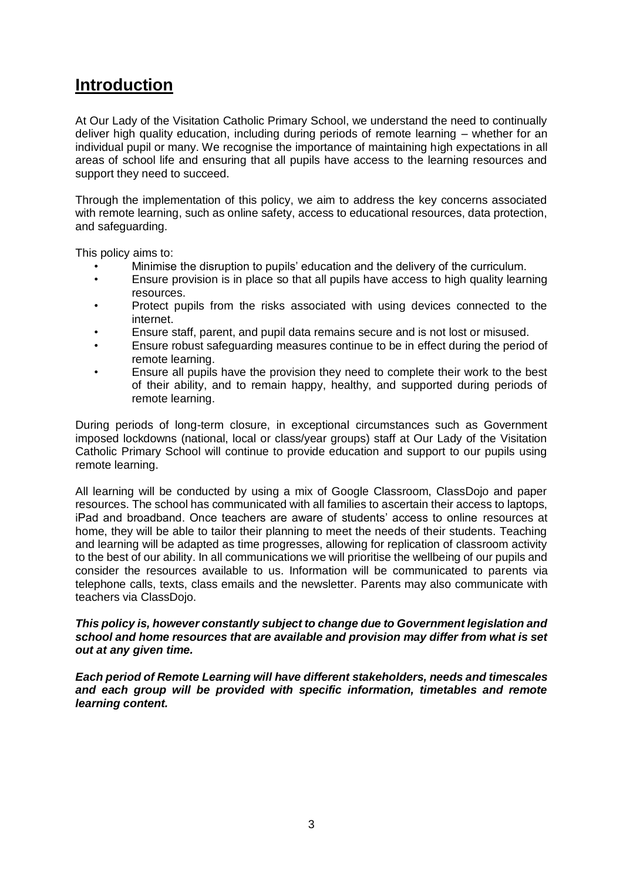# Introduction

At Our Lady of the Visitation Catholic Primary School, we understand the need to continually deliver high quality education, including during periods of remote learning – whether for an individual pupil or many. We recognise the importance of maintaining high expectations in all areas of school life and ensuring that all pupils have access to the learning resources and support they need to succeed.

Through the implementation of this policy, we aim to address the key concerns associated with remote learning, such as online safety, access to educational resources, data protection, and safeguarding.

This policy aims to:

- Minimise the disruption to pupils' education and the delivery of the curriculum.
- Ensure provision is in place so that all pupils have access to high quality learning resources.
- Protect pupils from the risks associated with using devices connected to the internet.
- Ensure staff, parent, and pupil data remains secure and is not lost or misused.
- Ensure robust safeguarding measures continue to be in effect during the period of remote learning.
- Ensure all pupils have the provision they need to complete their work to the best of their ability, and to remain happy, healthy, and supported during periods of remote learning.

During periods of long-term closure, in exceptional circumstances such as Government imposed lockdowns (national, local or class/year groups) staff at Our Lady of the Visitation Catholic Primary School will continue to provide education and support to our pupils using remote learning.

All learning will be conducted by using a mix of Google Classroom, ClassDojo and paper resources. The school has communicated with all families to ascertain their access to laptops, iPad and broadband. Once teachers are aware of students' access to online resources at home, they will be able to tailor their planning to meet the needs of their students. Teaching and learning will be adapted as time progresses, allowing for replication of classroom activity to the best of our ability. In all communications we will prioritise the wellbeing of our pupils and consider the resources available to us. Information will be communicated to parents via telephone calls, texts, class emails and the newsletter. Parents may also communicate with teachers via ClassDojo.

***This policy is, however constantly subject to change due to Government legislation and school and home resources that are available and provision may differ from what is set out at any given time.***

***Each period of Remote Learning will have different stakeholders, needs and timescales and each group will be provided with specific information, timetables and remote learning content.***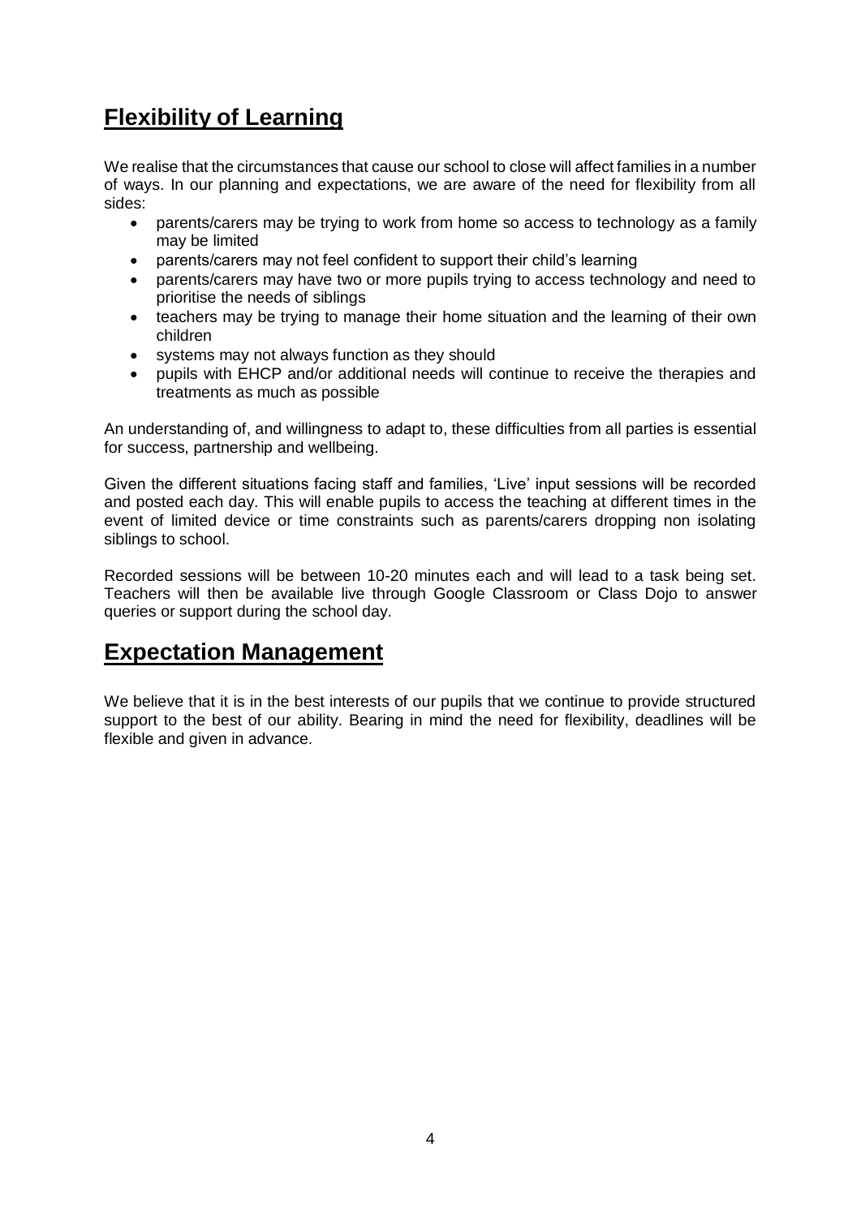## Flexibility of Learning

We realise that the circumstances that cause our school to close will affect families in a number of ways. In our planning and expectations, we are aware of the need for flexibility from all sides:

- parents/carers may be trying to work from home so access to technology as a family may be limited
- parents/carers may not feel confident to support their child's learning
- parents/carers may have two or more pupils trying to access technology and need to prioritise the needs of siblings
- teachers may be trying to manage their home situation and the learning of their own children
- systems may not always function as they should
- pupils with EHCP and/or additional needs will continue to receive the therapies and treatments as much as possible

An understanding of, and willingness to adapt to, these difficulties from all parties is essential for success, partnership and wellbeing.

Given the different situations facing staff and families, 'Live' input sessions will be recorded and posted each day. This will enable pupils to access the teaching at different times in the event of limited device or time constraints such as parents/carers dropping non isolating siblings to school.

Recorded sessions will be between 10-20 minutes each and will lead to a task being set. Teachers will then be available live through Google Classroom or Class Dojo to answer queries or support during the school day.

## Expectation Management

We believe that it is in the best interests of our pupils that we continue to provide structured support to the best of our ability. Bearing in mind the need for flexibility, deadlines will be flexible and given in advance.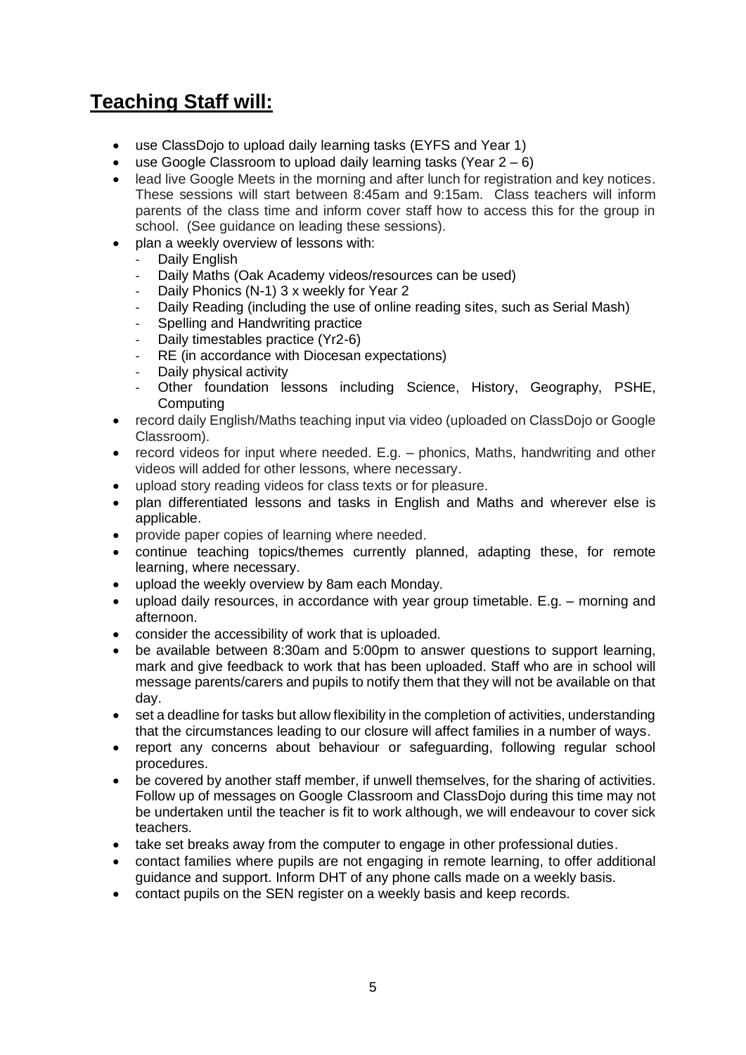## **Teaching Staff will:**

- use ClassDojo to upload daily learning tasks (EYFS and Year 1)
- use Google Classroom to upload daily learning tasks (Year 2 – 6)
- lead live Google Meets in the morning and after lunch for registration and key notices. These sessions will start between 8:45am and 9:15am. Class teachers will inform parents of the class time and inform cover staff how to access this for the group in school. (See guidance on leading these sessions).
- plan a weekly overview of lessons with:
  - Daily English
  - Daily Maths (Oak Academy videos/resources can be used)
  - Daily Phonics (N-1) 3 x weekly for Year 2
  - Daily Reading (including the use of online reading sites, such as Serial Mash)
  - Spelling and Handwriting practice
  - Daily timestables practice (Yr2-6)
  - RE (in accordance with Diocesan expectations)
  - Daily physical activity
  - Other foundation lessons including Science, History, Geography, PSHE, Computing
- record daily English/Maths teaching input via video (uploaded on ClassDojo or Google Classroom).
- record videos for input where needed. E.g. – phonics, Maths, handwriting and other videos will added for other lessons, where necessary.
- upload story reading videos for class texts or for pleasure.
- plan differentiated lessons and tasks in English and Maths and wherever else is applicable.
- provide paper copies of learning where needed.
- continue teaching topics/themes currently planned, adapting these, for remote learning, where necessary.
- upload the weekly overview by 8am each Monday.
- upload daily resources, in accordance with year group timetable. E.g. – morning and afternoon.
- consider the accessibility of work that is uploaded.
- be available between 8:30am and 5:00pm to answer questions to support learning, mark and give feedback to work that has been uploaded. Staff who are in school will message parents/carers and pupils to notify them that they will not be available on that day.
- set a deadline for tasks but allow flexibility in the completion of activities, understanding that the circumstances leading to our closure will affect families in a number of ways.
- report any concerns about behaviour or safeguarding, following regular school procedures.
- be covered by another staff member, if unwell themselves, for the sharing of activities. Follow up of messages on Google Classroom and ClassDojo during this time may not be undertaken until the teacher is fit to work although, we will endeavour to cover sick teachers.
- take set breaks away from the computer to engage in other professional duties.
- contact families where pupils are not engaging in remote learning, to offer additional guidance and support. Inform DHT of any phone calls made on a weekly basis.
- contact pupils on the SEN register on a weekly basis and keep records.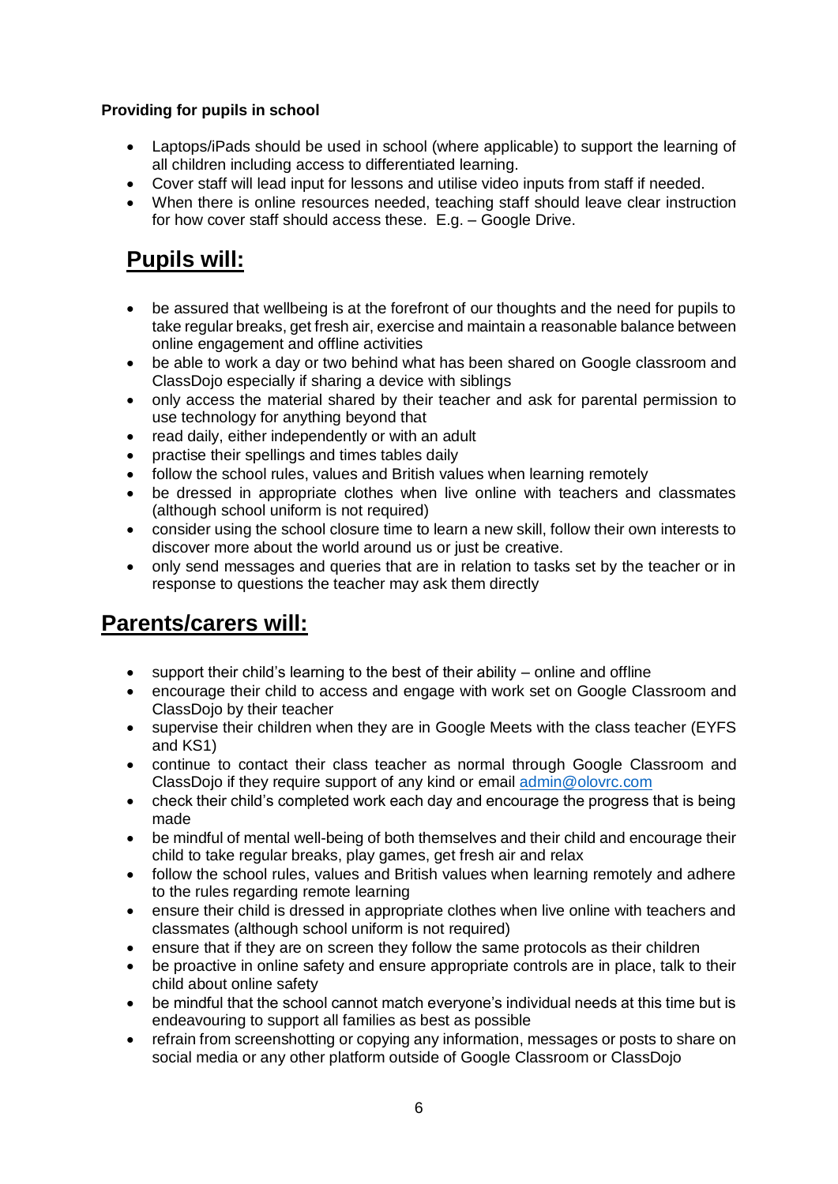**Providing for pupils in school**

- Laptops/iPads should be used in school (where applicable) to support the learning of all children including access to differentiated learning.
- Cover staff will lead input for lessons and utilise video inputs from staff if needed.
- When there is online resources needed, teaching staff should leave clear instruction for how cover staff should access these. E.g. – Google Drive.

## Pupils will:

- be assured that wellbeing is at the forefront of our thoughts and the need for pupils to take regular breaks, get fresh air, exercise and maintain a reasonable balance between online engagement and offline activities
- be able to work a day or two behind what has been shared on Google classroom and ClassDojo especially if sharing a device with siblings
- only access the material shared by their teacher and ask for parental permission to use technology for anything beyond that
- read daily, either independently or with an adult
- practise their spellings and times tables daily
- follow the school rules, values and British values when learning remotely
- be dressed in appropriate clothes when live online with teachers and classmates (although school uniform is not required)
- consider using the school closure time to learn a new skill, follow their own interests to discover more about the world around us or just be creative.
- only send messages and queries that are in relation to tasks set by the teacher or in response to questions the teacher may ask them directly

## Parents/carers will:

- support their child's learning to the best of their ability – online and offline
- encourage their child to access and engage with work set on Google Classroom and ClassDojo by their teacher
- supervise their children when they are in Google Meets with the class teacher (EYFS and KS1)
- continue to contact their class teacher as normal through Google Classroom and ClassDojo if they require support of any kind or email admin@olovrc.com
- check their child's completed work each day and encourage the progress that is being made
- be mindful of mental well-being of both themselves and their child and encourage their child to take regular breaks, play games, get fresh air and relax
- follow the school rules, values and British values when learning remotely and adhere to the rules regarding remote learning
- ensure their child is dressed in appropriate clothes when live online with teachers and classmates (although school uniform is not required)
- ensure that if they are on screen they follow the same protocols as their children
- be proactive in online safety and ensure appropriate controls are in place, talk to their child about online safety
- be mindful that the school cannot match everyone's individual needs at this time but is endeavouring to support all families as best as possible
- refrain from screenshotting or copying any information, messages or posts to share on social media or any other platform outside of Google Classroom or ClassDojo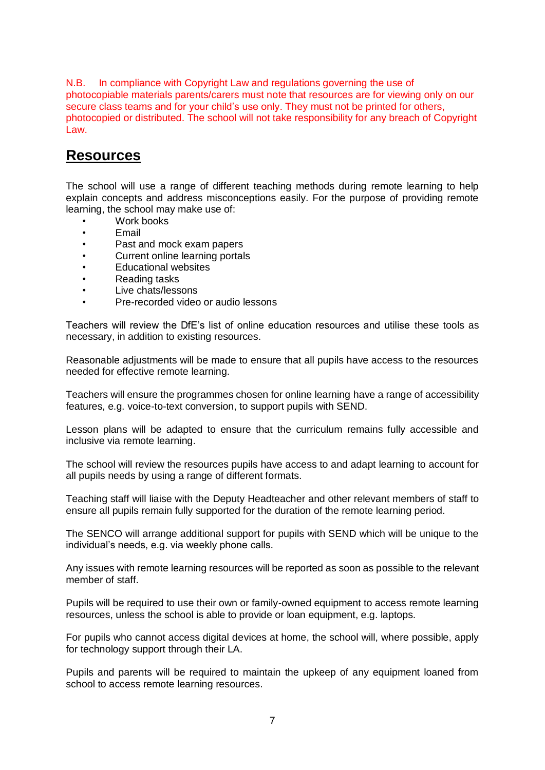N.B. In compliance with Copyright Law and regulations governing the use of photocopiable materials parents/carers must note that resources are for viewing only on our secure class teams and for your child's use only. They must not be printed for others, photocopied or distributed. The school will not take responsibility for any breach of Copyright Law.

## Resources

The school will use a range of different teaching methods during remote learning to help explain concepts and address misconceptions easily. For the purpose of providing remote learning, the school may make use of:

- Work books
- Email
- Past and mock exam papers
- Current online learning portals
- Educational websites
- Reading tasks
- Live chats/lessons
- Pre-recorded video or audio lessons

Teachers will review the DfE's list of online education resources and utilise these tools as necessary, in addition to existing resources.

Reasonable adjustments will be made to ensure that all pupils have access to the resources needed for effective remote learning.

Teachers will ensure the programmes chosen for online learning have a range of accessibility features, e.g. voice-to-text conversion, to support pupils with SEND.

Lesson plans will be adapted to ensure that the curriculum remains fully accessible and inclusive via remote learning.

The school will review the resources pupils have access to and adapt learning to account for all pupils needs by using a range of different formats.

Teaching staff will liaise with the Deputy Headteacher and other relevant members of staff to ensure all pupils remain fully supported for the duration of the remote learning period.

The SENCO will arrange additional support for pupils with SEND which will be unique to the individual's needs, e.g. via weekly phone calls.

Any issues with remote learning resources will be reported as soon as possible to the relevant member of staff.

Pupils will be required to use their own or family-owned equipment to access remote learning resources, unless the school is able to provide or loan equipment, e.g. laptops.

For pupils who cannot access digital devices at home, the school will, where possible, apply for technology support through their LA.

Pupils and parents will be required to maintain the upkeep of any equipment loaned from school to access remote learning resources.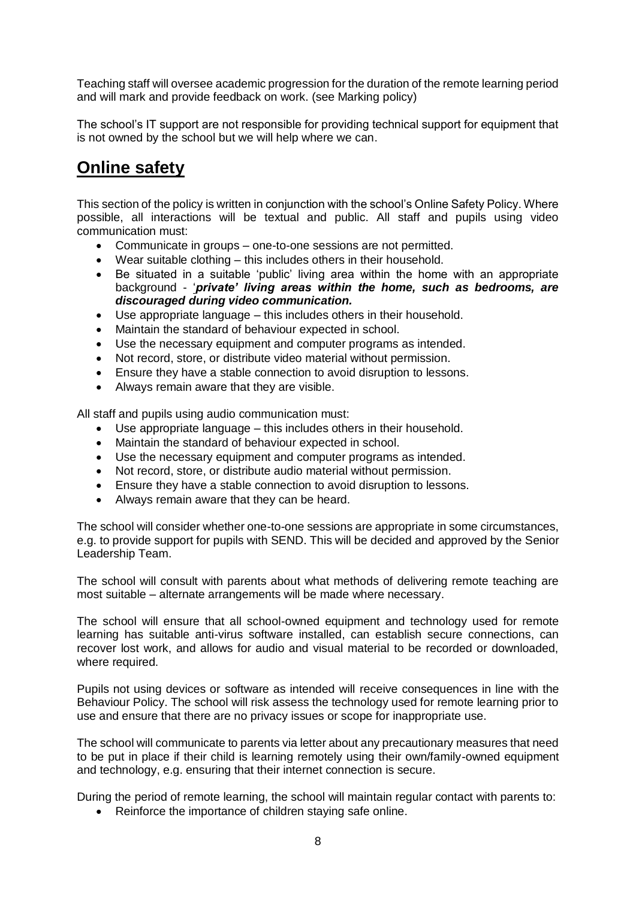Teaching staff will oversee academic progression for the duration of the remote learning period and will mark and provide feedback on work. (see Marking policy)

The school's IT support are not responsible for providing technical support for equipment that is not owned by the school but we will help where we can.

## Online safety

This section of the policy is written in conjunction with the school's Online Safety Policy. Where possible, all interactions will be textual and public. All staff and pupils using video communication must:

- Communicate in groups – one-to-one sessions are not permitted.
- Wear suitable clothing – this includes others in their household.
- Be situated in a suitable 'public' living area within the home with an appropriate background - '***private' living areas within the home, such as bedrooms, are discouraged during video communication.***
- Use appropriate language – this includes others in their household.
- Maintain the standard of behaviour expected in school.
- Use the necessary equipment and computer programs as intended.
- Not record, store, or distribute video material without permission.
- Ensure they have a stable connection to avoid disruption to lessons.
- Always remain aware that they are visible.

All staff and pupils using audio communication must:

- Use appropriate language – this includes others in their household.
- Maintain the standard of behaviour expected in school.
- Use the necessary equipment and computer programs as intended.
- Not record, store, or distribute audio material without permission.
- Ensure they have a stable connection to avoid disruption to lessons.
- Always remain aware that they can be heard.

The school will consider whether one-to-one sessions are appropriate in some circumstances, e.g. to provide support for pupils with SEND. This will be decided and approved by the Senior Leadership Team.

The school will consult with parents about what methods of delivering remote teaching are most suitable – alternate arrangements will be made where necessary.

The school will ensure that all school-owned equipment and technology used for remote learning has suitable anti-virus software installed, can establish secure connections, can recover lost work, and allows for audio and visual material to be recorded or downloaded, where required.

Pupils not using devices or software as intended will receive consequences in line with the Behaviour Policy. The school will risk assess the technology used for remote learning prior to use and ensure that there are no privacy issues or scope for inappropriate use.

The school will communicate to parents via letter about any precautionary measures that need to be put in place if their child is learning remotely using their own/family-owned equipment and technology, e.g. ensuring that their internet connection is secure.

During the period of remote learning, the school will maintain regular contact with parents to:

- Reinforce the importance of children staying safe online.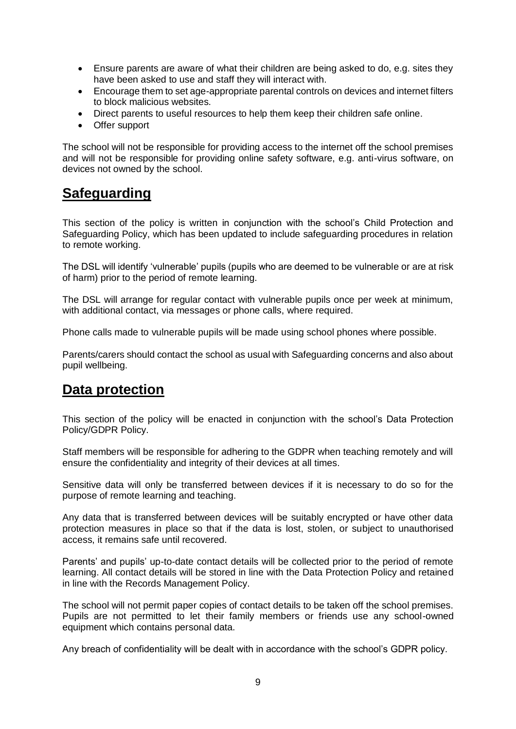- Ensure parents are aware of what their children are being asked to do, e.g. sites they have been asked to use and staff they will interact with.
- Encourage them to set age-appropriate parental controls on devices and internet filters to block malicious websites.
- Direct parents to useful resources to help them keep their children safe online.
- Offer support

The school will not be responsible for providing access to the internet off the school premises and will not be responsible for providing online safety software, e.g. anti-virus software, on devices not owned by the school.

## **Safeguarding**

This section of the policy is written in conjunction with the school's Child Protection and Safeguarding Policy, which has been updated to include safeguarding procedures in relation to remote working.

The DSL will identify 'vulnerable' pupils (pupils who are deemed to be vulnerable or are at risk of harm) prior to the period of remote learning.

The DSL will arrange for regular contact with vulnerable pupils once per week at minimum, with additional contact, via messages or phone calls, where required.

Phone calls made to vulnerable pupils will be made using school phones where possible.

Parents/carers should contact the school as usual with Safeguarding concerns and also about pupil wellbeing.

## **Data protection**

This section of the policy will be enacted in conjunction with the school's Data Protection Policy/GDPR Policy.

Staff members will be responsible for adhering to the GDPR when teaching remotely and will ensure the confidentiality and integrity of their devices at all times.

Sensitive data will only be transferred between devices if it is necessary to do so for the purpose of remote learning and teaching.

Any data that is transferred between devices will be suitably encrypted or have other data protection measures in place so that if the data is lost, stolen, or subject to unauthorised access, it remains safe until recovered.

Parents' and pupils' up-to-date contact details will be collected prior to the period of remote learning. All contact details will be stored in line with the Data Protection Policy and retained in line with the Records Management Policy.

The school will not permit paper copies of contact details to be taken off the school premises. Pupils are not permitted to let their family members or friends use any school-owned equipment which contains personal data.

Any breach of confidentiality will be dealt with in accordance with the school's GDPR policy.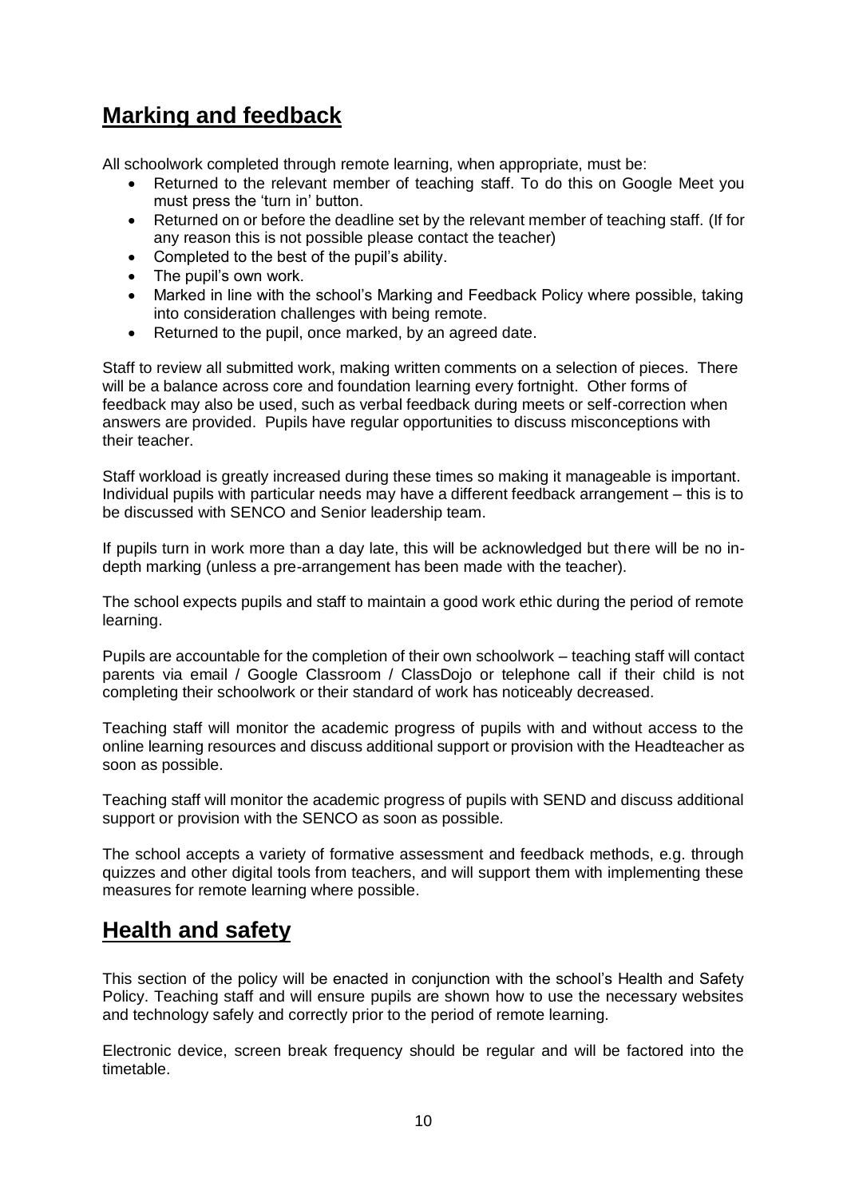## Marking and feedback

All schoolwork completed through remote learning, when appropriate, must be:

- Returned to the relevant member of teaching staff. To do this on Google Meet you must press the 'turn in' button.
- Returned on or before the deadline set by the relevant member of teaching staff. (If for any reason this is not possible please contact the teacher)
- Completed to the best of the pupil's ability.
- The pupil's own work.
- Marked in line with the school's Marking and Feedback Policy where possible, taking into consideration challenges with being remote.
- Returned to the pupil, once marked, by an agreed date.

Staff to review all submitted work, making written comments on a selection of pieces. There will be a balance across core and foundation learning every fortnight. Other forms of feedback may also be used, such as verbal feedback during meets or self-correction when answers are provided. Pupils have regular opportunities to discuss misconceptions with their teacher.

Staff workload is greatly increased during these times so making it manageable is important. Individual pupils with particular needs may have a different feedback arrangement – this is to be discussed with SENCO and Senior leadership team.

If pupils turn in work more than a day late, this will be acknowledged but there will be no in-depth marking (unless a pre-arrangement has been made with the teacher).

The school expects pupils and staff to maintain a good work ethic during the period of remote learning.

Pupils are accountable for the completion of their own schoolwork – teaching staff will contact parents via email / Google Classroom / ClassDojo or telephone call if their child is not completing their schoolwork or their standard of work has noticeably decreased.

Teaching staff will monitor the academic progress of pupils with and without access to the online learning resources and discuss additional support or provision with the Headteacher as soon as possible.

Teaching staff will monitor the academic progress of pupils with SEND and discuss additional support or provision with the SENCO as soon as possible.

The school accepts a variety of formative assessment and feedback methods, e.g. through quizzes and other digital tools from teachers, and will support them with implementing these measures for remote learning where possible.

## Health and safety

This section of the policy will be enacted in conjunction with the school's Health and Safety Policy. Teaching staff and will ensure pupils are shown how to use the necessary websites and technology safely and correctly prior to the period of remote learning.

Electronic device, screen break frequency should be regular and will be factored into the timetable.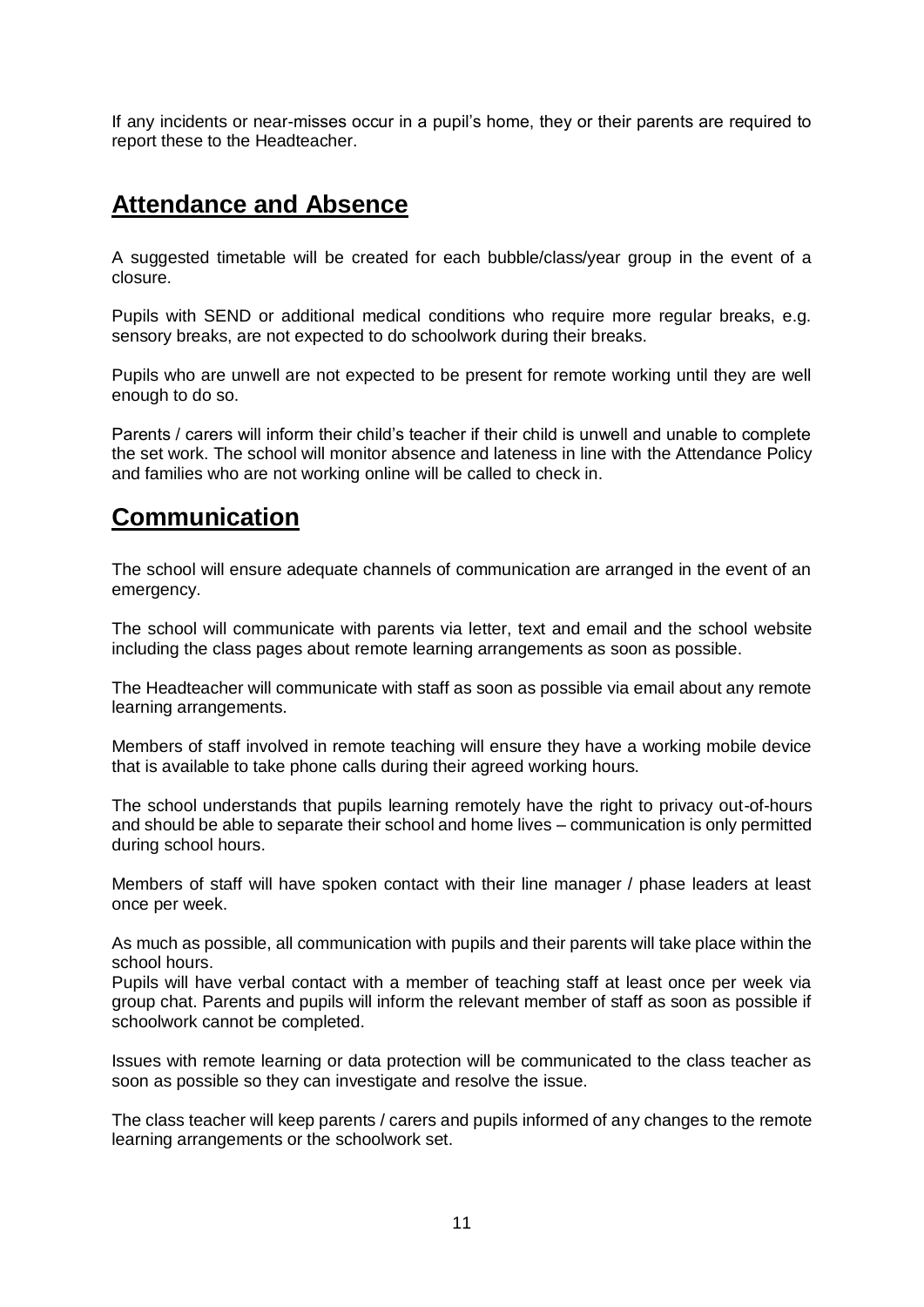If any incidents or near-misses occur in a pupil's home, they or their parents are required to report these to the Headteacher.

## Attendance and Absence

A suggested timetable will be created for each bubble/class/year group in the event of a closure.

Pupils with SEND or additional medical conditions who require more regular breaks, e.g. sensory breaks, are not expected to do schoolwork during their breaks.

Pupils who are unwell are not expected to be present for remote working until they are well enough to do so.

Parents / carers will inform their child's teacher if their child is unwell and unable to complete the set work. The school will monitor absence and lateness in line with the Attendance Policy and families who are not working online will be called to check in.

## Communication

The school will ensure adequate channels of communication are arranged in the event of an emergency.

The school will communicate with parents via letter, text and email and the school website including the class pages about remote learning arrangements as soon as possible.

The Headteacher will communicate with staff as soon as possible via email about any remote learning arrangements.

Members of staff involved in remote teaching will ensure they have a working mobile device that is available to take phone calls during their agreed working hours.

The school understands that pupils learning remotely have the right to privacy out-of-hours and should be able to separate their school and home lives – communication is only permitted during school hours.

Members of staff will have spoken contact with their line manager / phase leaders at least once per week.

As much as possible, all communication with pupils and their parents will take place within the school hours.
Pupils will have verbal contact with a member of teaching staff at least once per week via group chat. Parents and pupils will inform the relevant member of staff as soon as possible if schoolwork cannot be completed.

Issues with remote learning or data protection will be communicated to the class teacher as soon as possible so they can investigate and resolve the issue.

The class teacher will keep parents / carers and pupils informed of any changes to the remote learning arrangements or the schoolwork set.